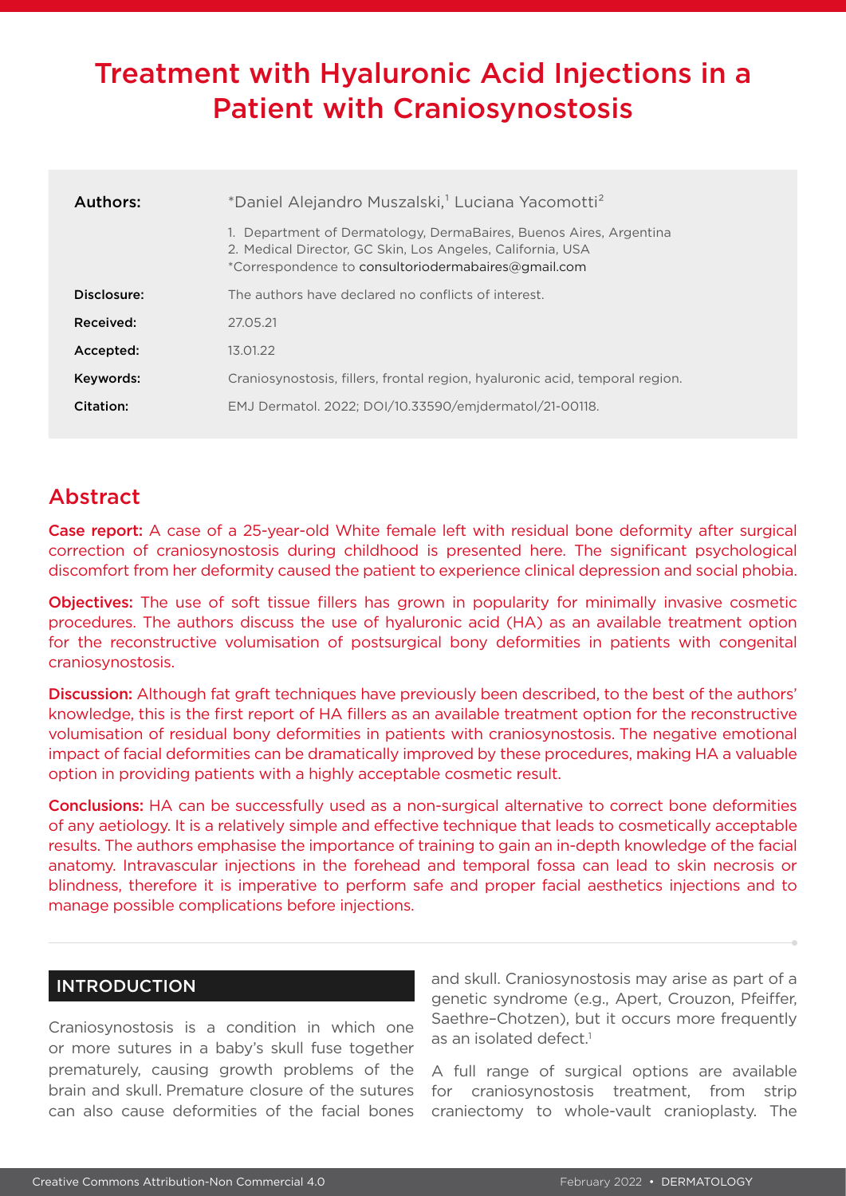# Treatment with Hyaluronic Acid Injections in a Patient with Craniosynostosis

| | |
|---|---|
| **Authors:** | *Daniel Alejandro Muszalski,[1] Luciana Yacomotti[2]<br>1. Department of Dermatology, DermaBaires, Buenos Aires, Argentina<br>2. Medical Director, GC Skin, Los Angeles, California, USA<br>*Correspondence to consultoriodermabaires@gmail.com |
| **Disclosure:** | The authors have declared no conflicts of interest. |
| **Received:** | 27.05.21 |
| **Accepted:** | 13.01.22 |
| **Keywords:** | Craniosynostosis, fillers, frontal region, hyaluronic acid, temporal region. |
| **Citation:** | EMJ Dermatol. 2022; DOI/10.33590/emjdermatol/21-00118. |

## Abstract

**Case report:** A case of a 25-year-old White female left with residual bone deformity after surgical correction of craniosynostosis during childhood is presented here. The significant psychological discomfort from her deformity caused the patient to experience clinical depression and social phobia.

**Objectives:** The use of soft tissue fillers has grown in popularity for minimally invasive cosmetic procedures. The authors discuss the use of hyaluronic acid (HA) as an available treatment option for the reconstructive volumisation of postsurgical bony deformities in patients with congenital craniosynostosis.

**Discussion:** Although fat graft techniques have previously been described, to the best of the authors' knowledge, this is the first report of HA fillers as an available treatment option for the reconstructive volumisation of residual bony deformities in patients with craniosynostosis. The negative emotional impact of facial deformities can be dramatically improved by these procedures, making HA a valuable option in providing patients with a highly acceptable cosmetic result.

**Conclusions:** HA can be successfully used as a non-surgical alternative to correct bone deformities of any aetiology. It is a relatively simple and effective technique that leads to cosmetically acceptable results. The authors emphasise the importance of training to gain an in-depth knowledge of the facial anatomy. Intravascular injections in the forehead and temporal fossa can lead to skin necrosis or blindness, therefore it is imperative to perform safe and proper facial aesthetics injections and to manage possible complications before injections.

## INTRODUCTION

Craniosynostosis is a condition in which one or more sutures in a baby's skull fuse together prematurely, causing growth problems of the brain and skull. Premature closure of the sutures can also cause deformities of the facial bones and skull. Craniosynostosis may arise as part of a genetic syndrome (e.g., Apert, Crouzon, Pfeiffer, Saethre–Chotzen), but it occurs more frequently as an isolated defect.[1]

A full range of surgical options are available for craniosynostosis treatment, from strip craniectomy to whole-vault cranioplasty. The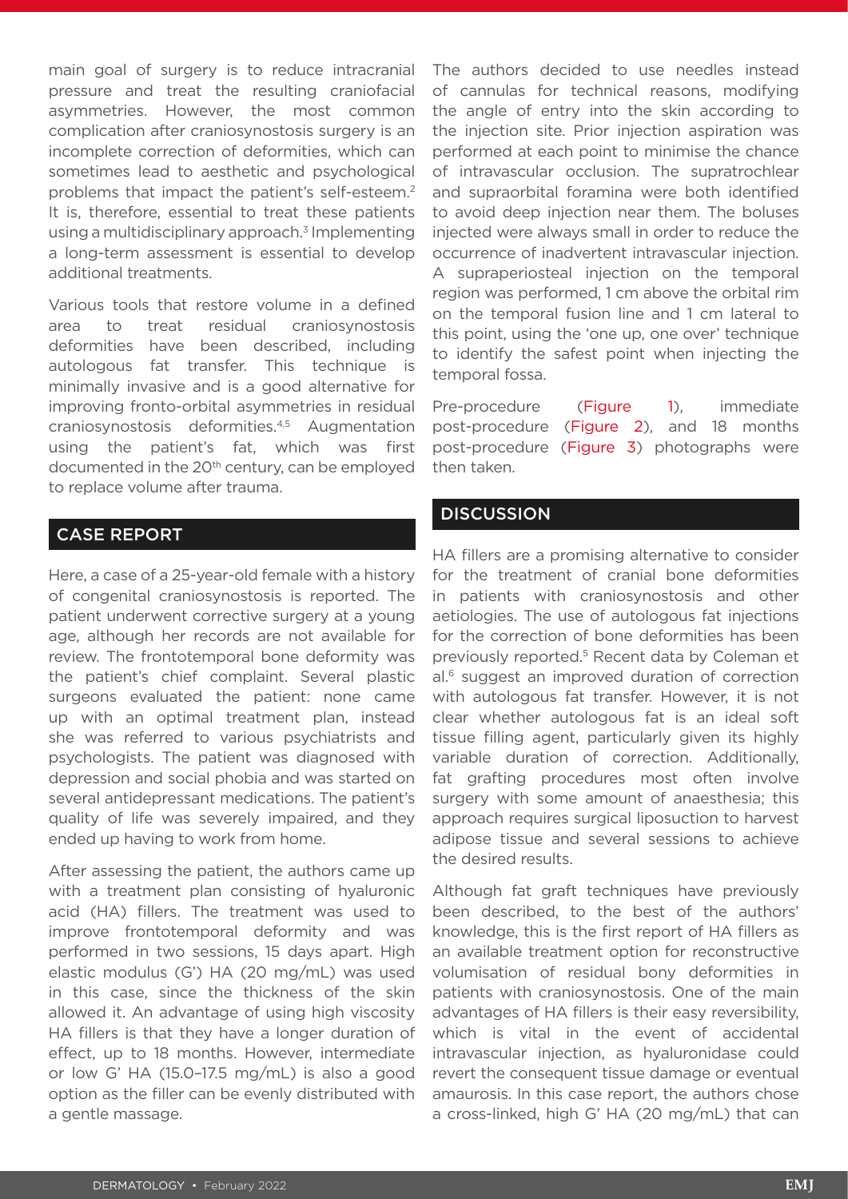main goal of surgery is to reduce intracranial pressure and treat the resulting craniofacial asymmetries. However, the most common complication after craniosynostosis surgery is an incomplete correction of deformities, which can sometimes lead to aesthetic and psychological problems that impact the patient's self-esteem.[2] It is, therefore, essential to treat these patients using a multidisciplinary approach.[3] Implementing a long-term assessment is essential to develop additional treatments.

Various tools that restore volume in a defined area to treat residual craniosynostosis deformities have been described, including autologous fat transfer. This technique is minimally invasive and is a good alternative for improving fronto-orbital asymmetries in residual craniosynostosis deformities.[4,5] Augmentation using the patient's fat, which was first documented in the 20th century, can be employed to replace volume after trauma.

## CASE REPORT

Here, a case of a 25-year-old female with a history of congenital craniosynostosis is reported. The patient underwent corrective surgery at a young age, although her records are not available for review. The frontotemporal bone deformity was the patient's chief complaint. Several plastic surgeons evaluated the patient: none came up with an optimal treatment plan, instead she was referred to various psychiatrists and psychologists. The patient was diagnosed with depression and social phobia and was started on several antidepressant medications. The patient's quality of life was severely impaired, and they ended up having to work from home.

After assessing the patient, the authors came up with a treatment plan consisting of hyaluronic acid (HA) fillers. The treatment was used to improve frontotemporal deformity and was performed in two sessions, 15 days apart. High elastic modulus (G') HA (20 mg/mL) was used in this case, since the thickness of the skin allowed it. An advantage of using high viscosity HA fillers is that they have a longer duration of effect, up to 18 months. However, intermediate or low G' HA (15.0–17.5 mg/mL) is also a good option as the filler can be evenly distributed with a gentle massage.

The authors decided to use needles instead of cannulas for technical reasons, modifying the angle of entry into the skin according to the injection site. Prior injection aspiration was performed at each point to minimise the chance of intravascular occlusion. The supratrochlear and supraorbital foramina were both identified to avoid deep injection near them. The boluses injected were always small in order to reduce the occurrence of inadvertent intravascular injection. A supraperiosteal injection on the temporal region was performed, 1 cm above the orbital rim on the temporal fusion line and 1 cm lateral to this point, using the 'one up, one over' technique to identify the safest point when injecting the temporal fossa.

Pre-procedure (Figure 1), immediate post-procedure (Figure 2), and 18 months post-procedure (Figure 3) photographs were then taken.

## DISCUSSION

HA fillers are a promising alternative to consider for the treatment of cranial bone deformities in patients with craniosynostosis and other aetiologies. The use of autologous fat injections for the correction of bone deformities has been previously reported.[5] Recent data by Coleman et al.[6] suggest an improved duration of correction with autologous fat transfer. However, it is not clear whether autologous fat is an ideal soft tissue filling agent, particularly given its highly variable duration of correction. Additionally, fat grafting procedures most often involve surgery with some amount of anaesthesia; this approach requires surgical liposuction to harvest adipose tissue and several sessions to achieve the desired results.

Although fat graft techniques have previously been described, to the best of the authors' knowledge, this is the first report of HA fillers as an available treatment option for reconstructive volumisation of residual bony deformities in patients with craniosynostosis. One of the main advantages of HA fillers is their easy reversibility, which is vital in the event of accidental intravascular injection, as hyaluronidase could revert the consequent tissue damage or eventual amaurosis. In this case report, the authors chose a cross-linked, high G' HA (20 mg/mL) that can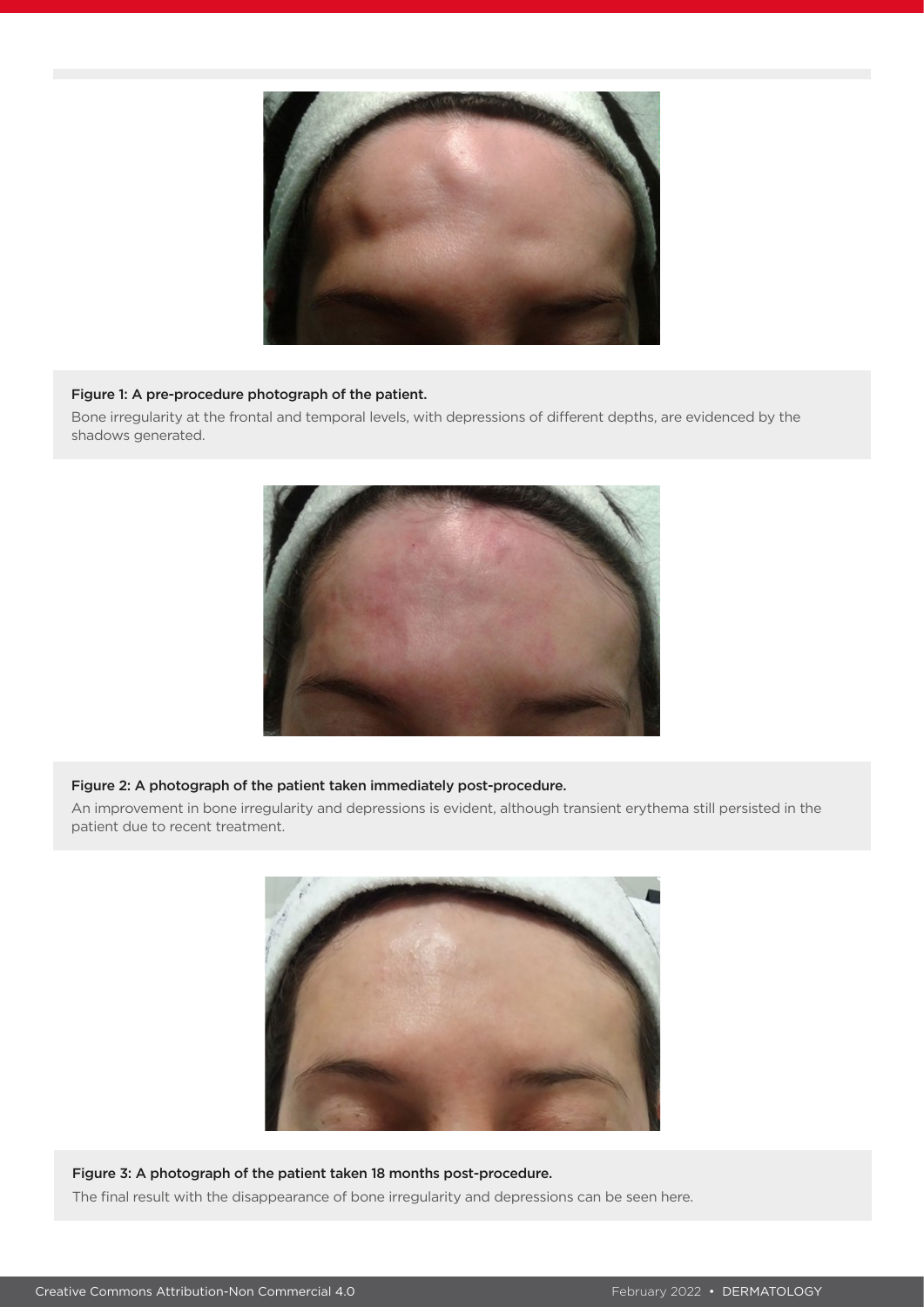Figure 1: A pre-procedure photograph of the patient.

Bone irregularity at the frontal and temporal levels, with depressions of different depths, are evidenced by the shadows generated.

Figure 2: A photograph of the patient taken immediately post-procedure.

An improvement in bone irregularity and depressions is evident, although transient erythema still persisted in the patient due to recent treatment.

Figure 3: A photograph of the patient taken 18 months post-procedure.

The final result with the disappearance of bone irregularity and depressions can be seen here.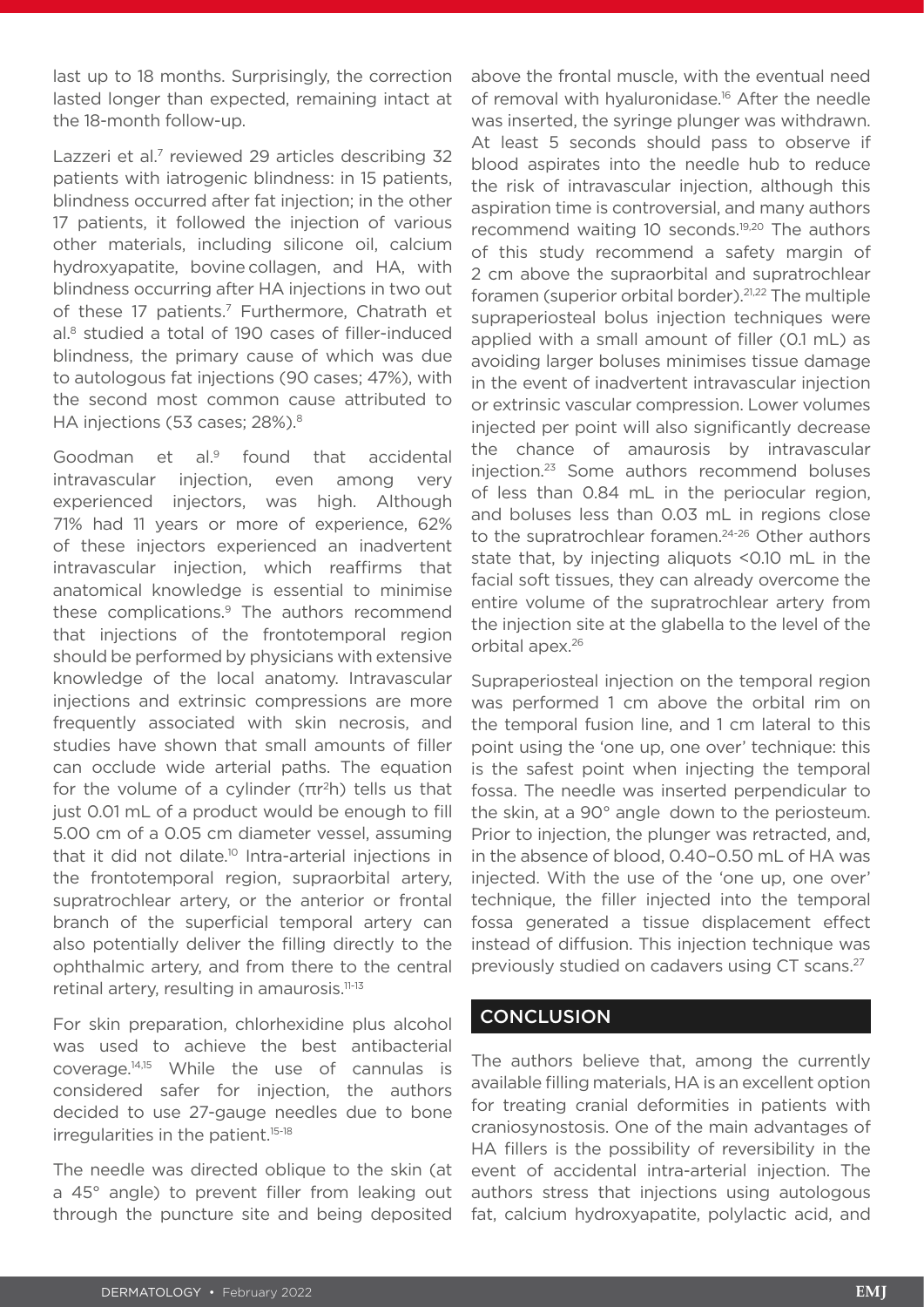last up to 18 months. Surprisingly, the correction lasted longer than expected, remaining intact at the 18-month follow-up.

Lazzeri et al.[7] reviewed 29 articles describing 32 patients with iatrogenic blindness: in 15 patients, blindness occurred after fat injection; in the other 17 patients, it followed the injection of various other materials, including silicone oil, calcium hydroxyapatite, bovine collagen, and HA, with blindness occurring after HA injections in two out of these 17 patients.[7] Furthermore, Chatrath et al.[8] studied a total of 190 cases of filler-induced blindness, the primary cause of which was due to autologous fat injections (90 cases; 47%), with the second most common cause attributed to HA injections (53 cases; 28%).[8]

Goodman et al.[9] found that accidental intravascular injection, even among very experienced injectors, was high. Although 71% had 11 years or more of experience, 62% of these injectors experienced an inadvertent intravascular injection, which reaffirms that anatomical knowledge is essential to minimise these complications.[9] The authors recommend that injections of the frontotemporal region should be performed by physicians with extensive knowledge of the local anatomy. Intravascular injections and extrinsic compressions are more frequently associated with skin necrosis, and studies have shown that small amounts of filler can occlude wide arterial paths. The equation for the volume of a cylinder ($\pi r^2 h$) tells us that just 0.01 mL of a product would be enough to fill 5.00 cm of a 0.05 cm diameter vessel, assuming that it did not dilate.[10] Intra-arterial injections in the frontotemporal region, supraorbital artery, supratrochlear artery, or the anterior or frontal branch of the superficial temporal artery can also potentially deliver the filling directly to the ophthalmic artery, and from there to the central retinal artery, resulting in amaurosis.[11-13]

For skin preparation, chlorhexidine plus alcohol was used to achieve the best antibacterial coverage.[14,15] While the use of cannulas is considered safer for injection, the authors decided to use 27-gauge needles due to bone irregularities in the patient.[15-18]

The needle was directed oblique to the skin (at a 45° angle) to prevent filler from leaking out through the puncture site and being deposited above the frontal muscle, with the eventual need of removal with hyaluronidase.[16] After the needle was inserted, the syringe plunger was withdrawn. At least 5 seconds should pass to observe if blood aspirates into the needle hub to reduce the risk of intravascular injection, although this aspiration time is controversial, and many authors recommend waiting 10 seconds.[19,20] The authors of this study recommend a safety margin of 2 cm above the supraorbital and supratrochlear foramen (superior orbital border).[21,22] The multiple supraperiosteal bolus injection techniques were applied with a small amount of filler (0.1 mL) as avoiding larger boluses minimises tissue damage in the event of inadvertent intravascular injection or extrinsic vascular compression. Lower volumes injected per point will also significantly decrease the chance of amaurosis by intravascular injection.[23] Some authors recommend boluses of less than 0.84 mL in the periocular region, and boluses less than 0.03 mL in regions close to the supratrochlear foramen.[24-26] Other authors state that, by injecting aliquots <0.10 mL in the facial soft tissues, they can already overcome the entire volume of the supratrochlear artery from the injection site at the glabella to the level of the orbital apex.[26]

Supraperiosteal injection on the temporal region was performed 1 cm above the orbital rim on the temporal fusion line, and 1 cm lateral to this point using the 'one up, one over' technique: this is the safest point when injecting the temporal fossa. The needle was inserted perpendicular to the skin, at a 90° angle down to the periosteum. Prior to injection, the plunger was retracted, and, in the absence of blood, 0.40–0.50 mL of HA was injected. With the use of the 'one up, one over' technique, the filler injected into the temporal fossa generated a tissue displacement effect instead of diffusion. This injection technique was previously studied on cadavers using CT scans.[27]

## CONCLUSION

The authors believe that, among the currently available filling materials, HA is an excellent option for treating cranial deformities in patients with craniosynostosis. One of the main advantages of HA fillers is the possibility of reversibility in the event of accidental intra-arterial injection. The authors stress that injections using autologous fat, calcium hydroxyapatite, polylactic acid, and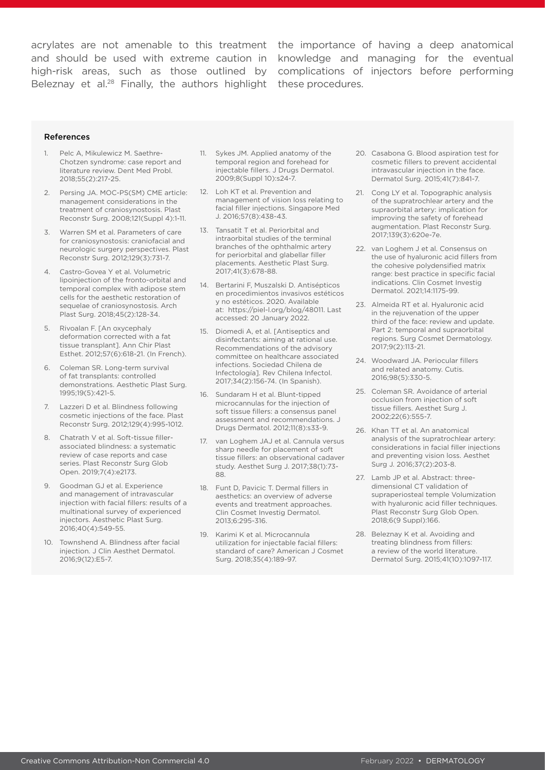acrylates are not amenable to this treatment and should be used with extreme caution in high-risk areas, such as those outlined by Beleznay et al.[28] Finally, the authors highlight the importance of having a deep anatomical knowledge and managing for the eventual complications of injectors before performing these procedures.

### References

1. Pelc A, Mikulewicz M. Saethre-Chotzen syndrome: case report and literature review. Dent Med Probl. 2018;55(2):217-25.
2. Persing JA. MOC-PS(SM) CME article: management considerations in the treatment of craniosynostosis. Plast Reconstr Surg. 2008;121(Suppl 4):1-11.
3. Warren SM et al. Parameters of care for craniosynostosis: craniofacial and neurologic surgery perspectives. Plast Reconstr Surg. 2012;129(3):731-7.
4. Castro-Govea Y et al. Volumetric lipoinjection of the fronto-orbital and temporal complex with adipose stem cells for the aesthetic restoration of sequelae of craniosynostosis. Arch Plast Surg. 2018;45(2):128-34.
5. Rivoalan F. [An oxycephaly deformation corrected with a fat tissue transplant]. Ann Chir Plast Esthet. 2012;57(6):618-21. (In French).
6. Coleman SR. Long-term survival of fat transplants: controlled demonstrations. Aesthetic Plast Surg. 1995;19(5):421-5.
7. Lazzeri D et al. Blindness following cosmetic injections of the face. Plast Reconstr Surg. 2012;129(4):995-1012.
8. Chatrath V et al. Soft-tissue filler-associated blindness: a systematic review of case reports and case series. Plast Reconstr Surg Glob Open. 2019;7(4):e2173.
9. Goodman GJ et al. Experience and management of intravascular injection with facial fillers: results of a multinational survey of experienced injectors. Aesthetic Plast Surg. 2016;40(4):549-55.
10. Townshend A. Blindness after facial injection. J Clin Aesthet Dermatol. 2016;9(12):E5-7.
11. Sykes JM. Applied anatomy of the temporal region and forehead for injectable fillers. J Drugs Dermatol. 2009;8(Suppl 10):s24-7.
12. Loh KT et al. Prevention and management of vision loss relating to facial filler injections. Singapore Med J. 2016;57(8):438-43.
13. Tansatit T et al. Periorbital and intraorbital studies of the terminal branches of the ophthalmic artery for periorbital and glabellar filler placements. Aesthetic Plast Surg. 2017;41(3):678-88.
14. Bertarini F, Muszalski D. Antisépticos en procedimientos invasivos estéticos y no estéticos. 2020. Available at: https://piel-l.org/blog/48011. Last accessed: 20 January 2022.
15. Diomedi A, et al. [Antiseptics and disinfectants: aiming at rational use. Recommendations of the advisory committee on healthcare associated infections. Sociedad Chilena de Infectología]. Rev Chilena Infectol. 2017;34(2):156-74. (In Spanish).
16. Sundaram H et al. Blunt-tipped microcannulas for the injection of soft tissue fillers: a consensus panel assessment and recommendations. J Drugs Dermatol. 2012;11(8):s33-9.
17. van Loghem JAJ et al. Cannula versus sharp needle for placement of soft tissue fillers: an observational cadaver study. Aesthet Surg J. 2017;38(1):73-88.
18. Funt D, Pavicic T. Dermal fillers in aesthetics: an overview of adverse events and treatment approaches. Clin Cosmet Investig Dermatol. 2013;6:295-316.
19. Karimi K et al. Microcannula utilization for injectable facial fillers: standard of care? American J Cosmet Surg. 2018;35(4):189-97.
20. Casabona G. Blood aspiration test for cosmetic fillers to prevent accidental intravascular injection in the face. Dermatol Surg. 2015;41(7):841-7.
21. Cong LY et al. Topographic analysis of the supratrochlear artery and the supraorbital artery: implication for improving the safety of forehead augmentation. Plast Reconstr Surg. 2017;139(3):620e-7e.
22. van Loghem J et al. Consensus on the use of hyaluronic acid fillers from the cohesive polydensified matrix range: best practice in specific facial indications. Clin Cosmet Investig Dermatol. 2021;14:1175-99.
23. Almeida RT et al. Hyaluronic acid in the rejuvenation of the upper third of the face: review and update. Part 2: temporal and supraorbital regions. Surg Cosmet Dermatology. 2017;9(2):113-21.
24. Woodward JA. Periocular fillers and related anatomy. Cutis. 2016;98(5):330-5.
25. Coleman SR. Avoidance of arterial occlusion from injection of soft tissue fillers. Aesthet Surg J. 2002;22(6):555-7.
26. Khan TT et al. An anatomical analysis of the supratrochlear artery: considerations in facial filler injections and preventing vision loss. Aesthet Surg J. 2016;37(2):203-8.
27. Lamb JP et al. Abstract: three-dimensional CT validation of supraperiosteal temple Volumization with hyaluronic acid filler techniques. Plast Reconstr Surg Glob Open. 2018;6(9 Suppl):166.
28. Beleznay K et al. Avoiding and treating blindness from fillers: a review of the world literature. Dermatol Surg. 2015;41(10):1097-117.

Creative Commons Attribution-Non Commercial 4.0